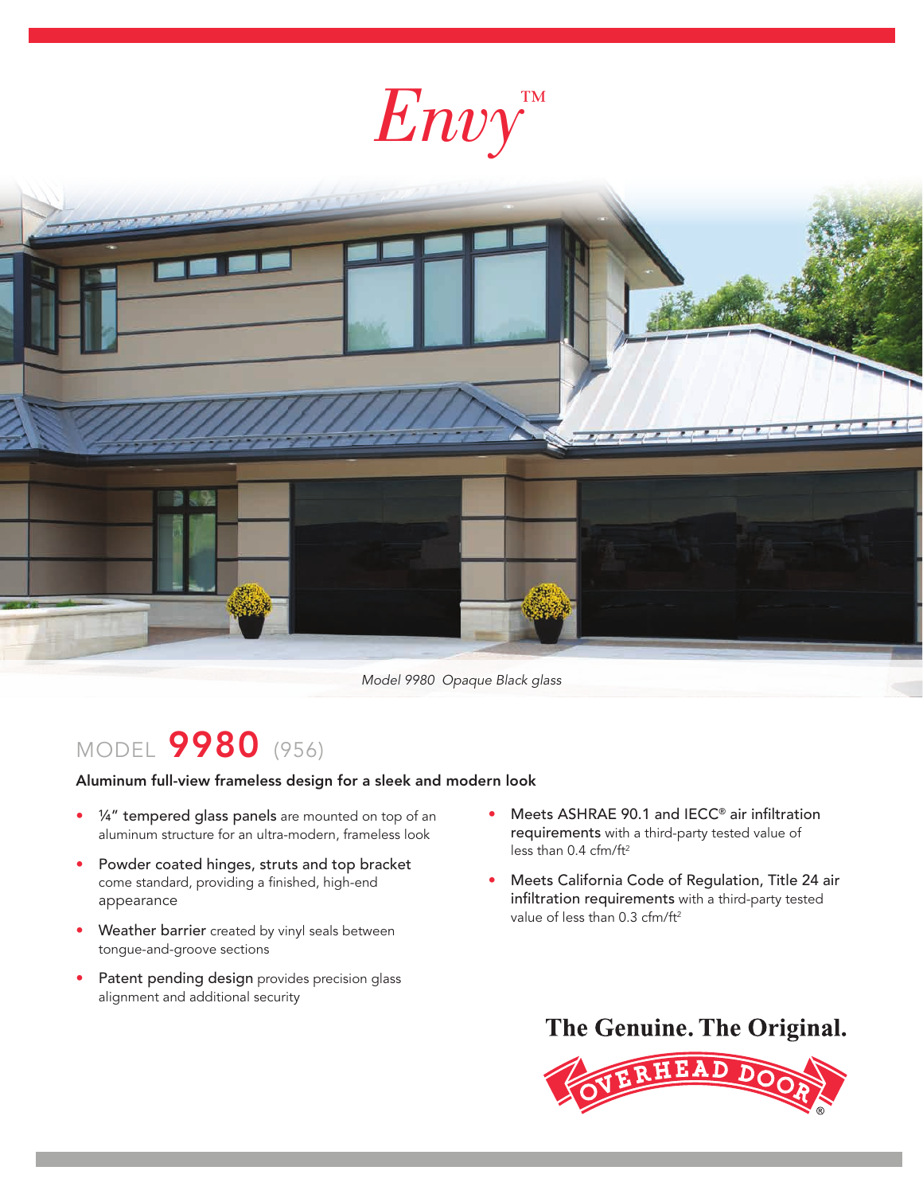# Envy™

*Model 9980 Opaque Black glass*

## MODEL **9980** (956)

**Aluminum full-view frameless design for a sleek and modern look**

- **¼" tempered glass panels** are mounted on top of an aluminum structure for an ultra-modern, frameless look
- **Powder coated hinges, struts and top bracket** come standard, providing a finished, high-end appearance
- **Weather barrier** created by vinyl seals between tongue-and-groove sections
- **Patent pending design** provides precision glass alignment and additional security
- **Meets ASHRAE 90.1 and IECC® air infiltration requirements** with a third-party tested value of less than 0.4 cfm/ft²
- **Meets California Code of Regulation, Title 24 air infiltration requirements** with a third-party tested value of less than 0.3 cfm/ft²

**The Genuine. The Original.**

OVERHEAD DOOR®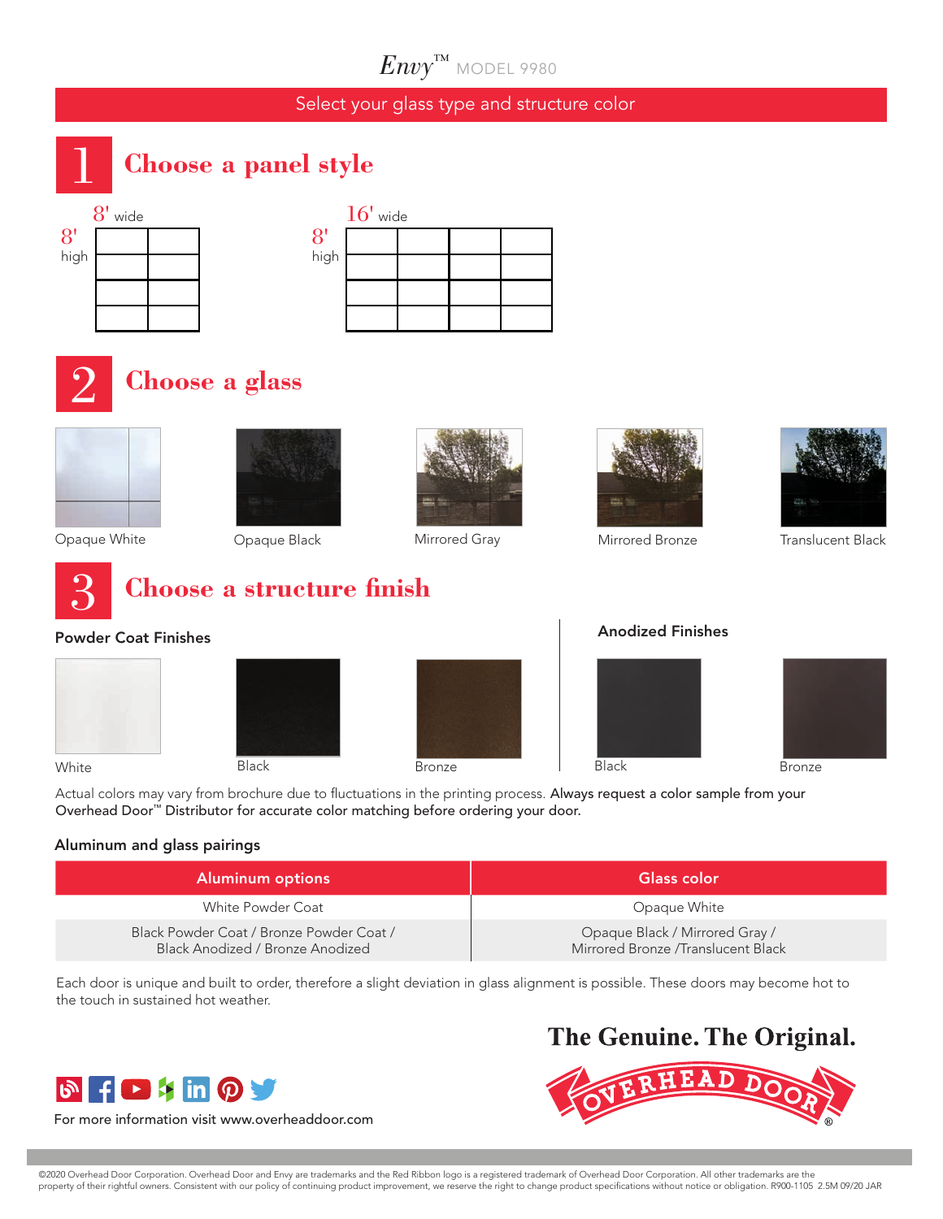# Envy™ MODEL 9980

Select your glass type and structure color

## 1 Choose a panel style

8' wide
8' high

16' wide
8' high

## 2 Choose a glass

Opaque White

Opaque Black

Mirrored Gray

Mirrored Bronze

Translucent Black

## 3 Choose a structure finish

**Powder Coat Finishes**

White

Black

Bronze

**Anodized Finishes**

Black

Bronze

Actual colors may vary from brochure due to fluctuations in the printing process. **Always request a color sample from your Overhead Door™ Distributor for accurate color matching before ordering your door.**

**Aluminum and glass pairings**

| Aluminum options | Glass color |
| --- | --- |
| White Powder Coat | Opaque White |
| Black Powder Coat / Bronze Powder Coat / Black Anodized / Bronze Anodized | Opaque Black / Mirrored Gray / Mirrored Bronze /Translucent Black |

Each door is unique and built to order, therefore a slight deviation in glass alignment is possible. These doors may become hot to the touch in sustained hot weather.

**The Genuine. The Original.**

OVERHEAD DOOR®

For more information visit www.overheaddoor.com

©2020 Overhead Door Corporation. Overhead Door and Envy are trademarks and the Red Ribbon logo is a registered trademark of Overhead Door Corporation. All other trademarks are the property of their rightful owners. Consistent with our policy of continuing product improvement, we reserve the right to change product specifications without notice or obligation. R900-1105 2.5M 09/20 JAR